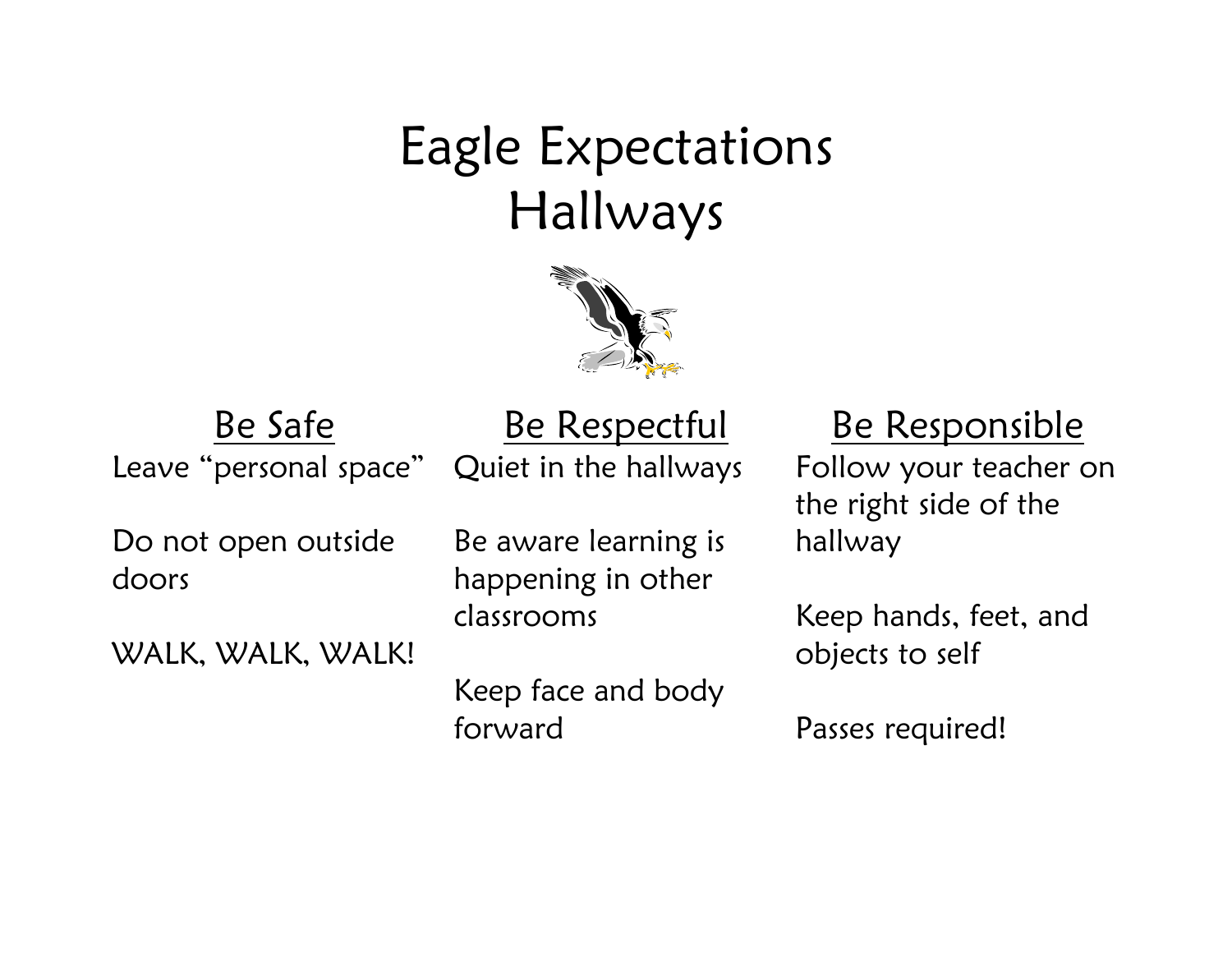# Eagle Expectations
# Hallways

## Be Safe

Leave "personal space"

Do not open outside doors

WALK, WALK, WALK!

## Be Respectful

Quiet in the hallways

Be aware learning is happening in other classrooms

Keep face and body forward

## Be Responsible

Follow your teacher on the right side of the hallway

Keep hands, feet, and objects to self

Passes required!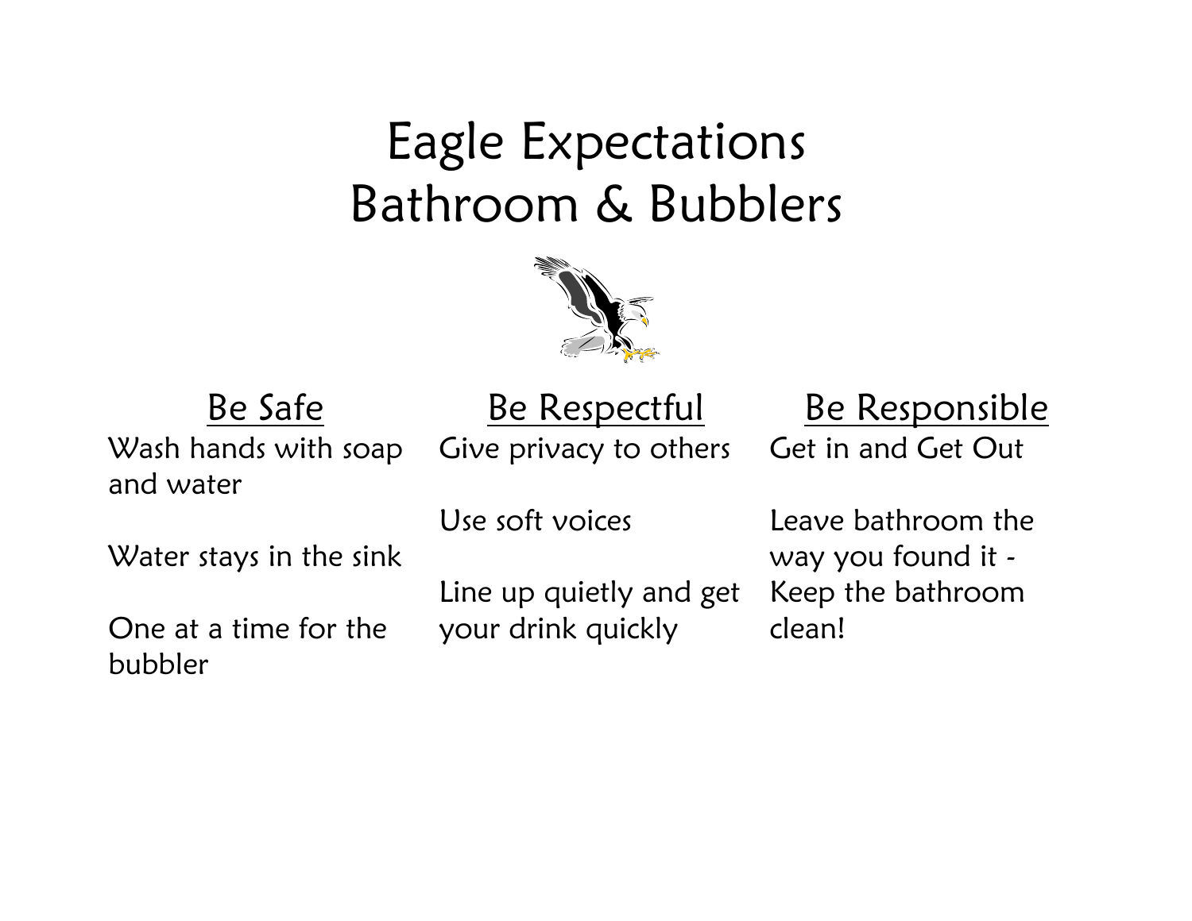# Eagle Expectations
# Bathroom & Bubblers

| Be Safe | Be Respectful | Be Responsible |
| --- | --- | --- |
| Wash hands with soap and water | Give privacy to others | Get in and Get Out |
| Water stays in the sink | Use soft voices | Leave bathroom the way you found it - Keep the bathroom clean! |
| One at a time for the bubbler | Line up quietly and get your drink quickly | |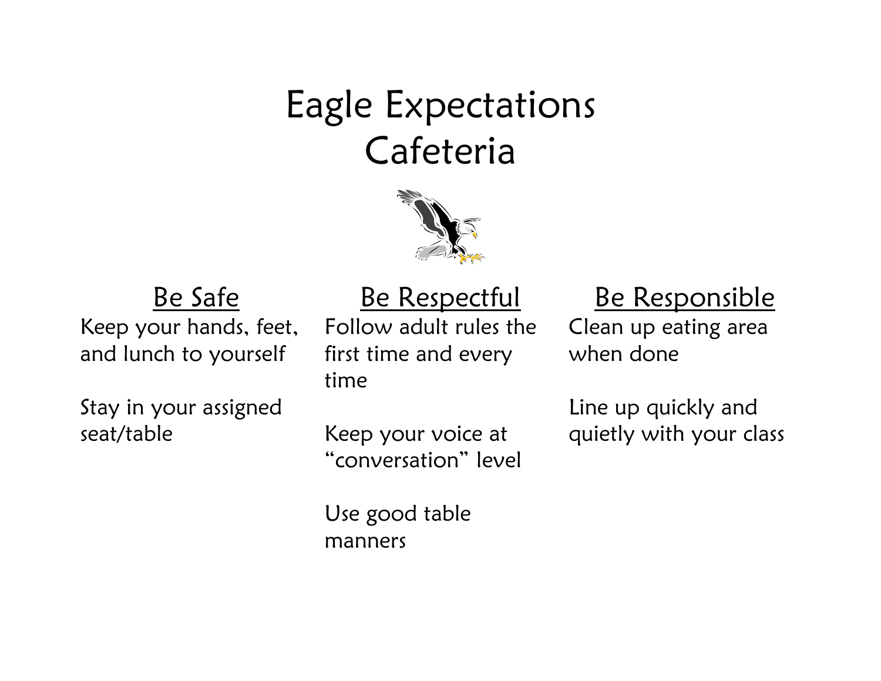# Eagle Expectations
# Cafeteria

## Be Safe

Keep your hands, feet, and lunch to yourself

Stay in your assigned seat/table

## Be Respectful

Follow adult rules the first time and every time

Keep your voice at "conversation" level

Use good table manners

## Be Responsible

Clean up eating area when done

Line up quickly and quietly with your class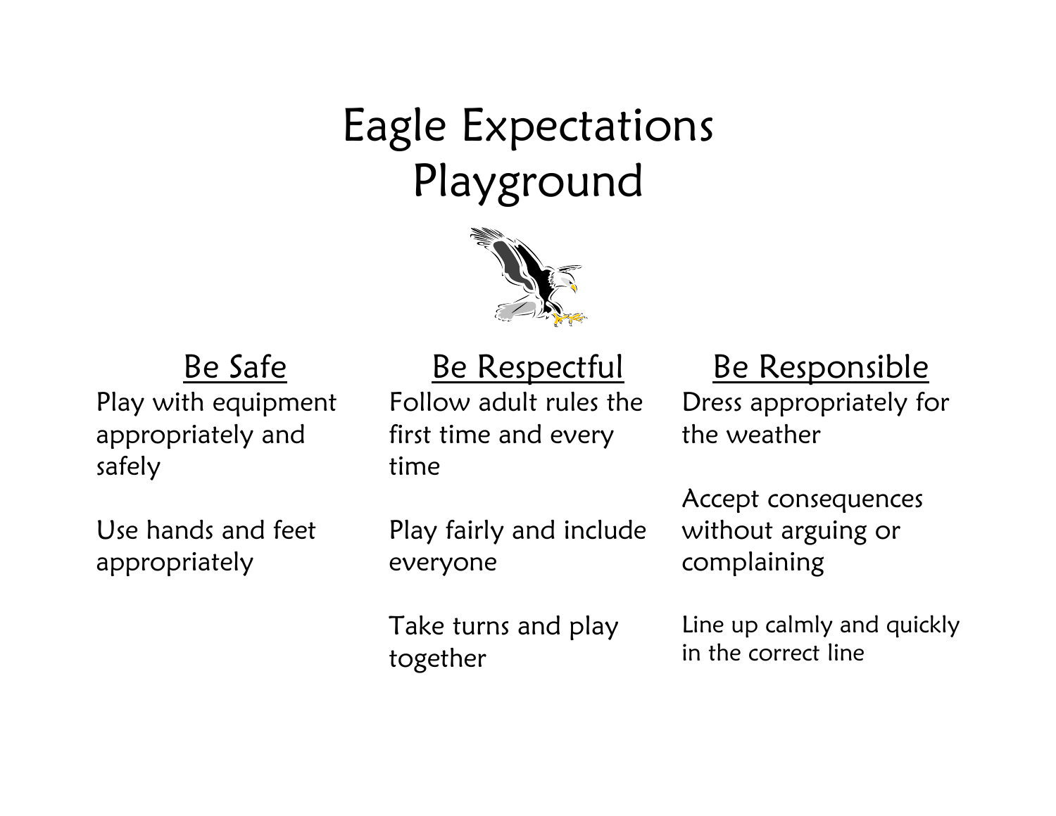# Eagle Expectations
# Playground

| Be Safe | Be Respectful | Be Responsible |
| --- | --- | --- |
| Play with equipment appropriately and safely | Follow adult rules the first time and every time | Dress appropriately for the weather |
| Use hands and feet appropriately | Play fairly and include everyone | Accept consequences without arguing or complaining |
| | Take turns and play together | Line up calmly and quickly in the correct line |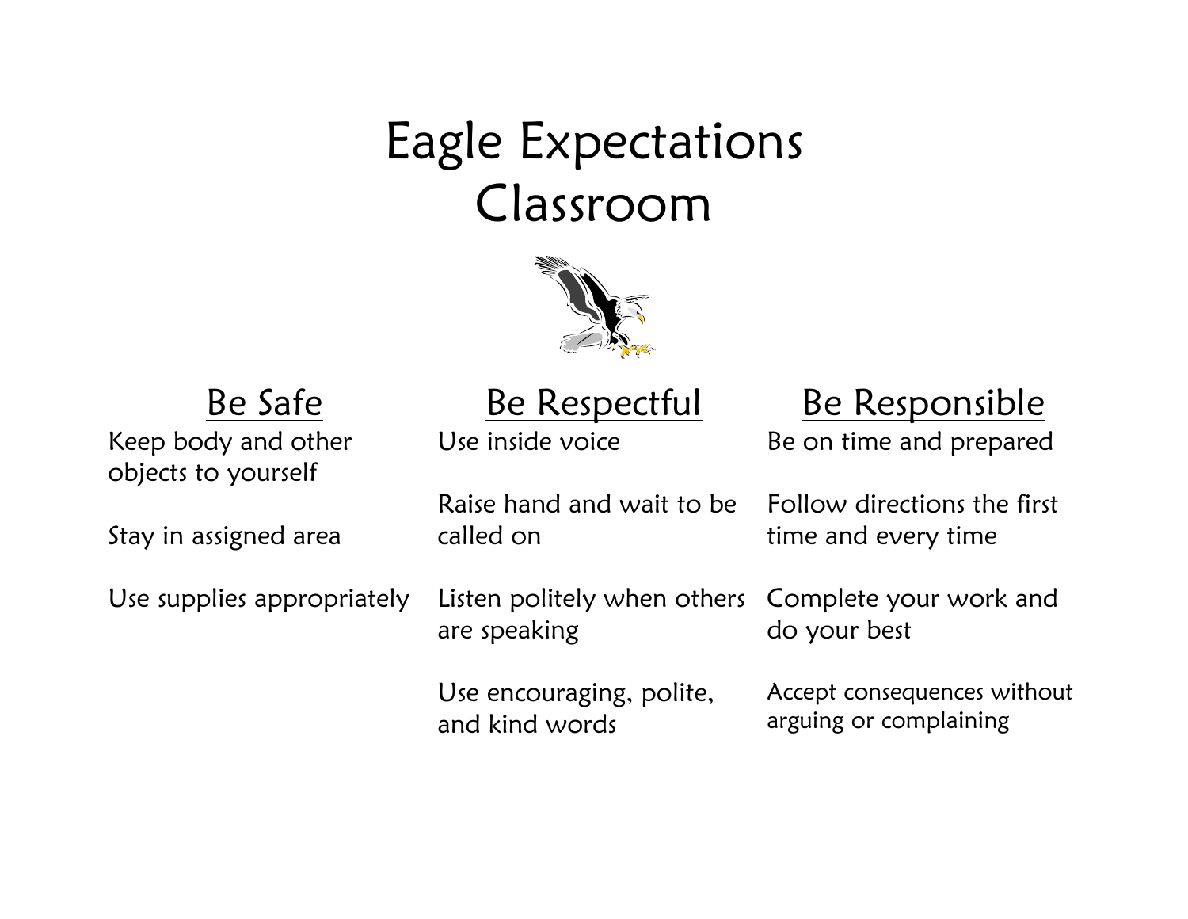# Eagle Expectations
# Classroom

| Be Safe | Be Respectful | Be Responsible |
| --- | --- | --- |
| Keep body and other objects to yourself | Use inside voice | Be on time and prepared |
| Stay in assigned area | Raise hand and wait to be called on | Follow directions the first time and every time |
| Use supplies appropriately | Listen politely when others are speaking | Complete your work and do your best |
| | Use encouraging, polite, and kind words | Accept consequences without arguing or complaining |